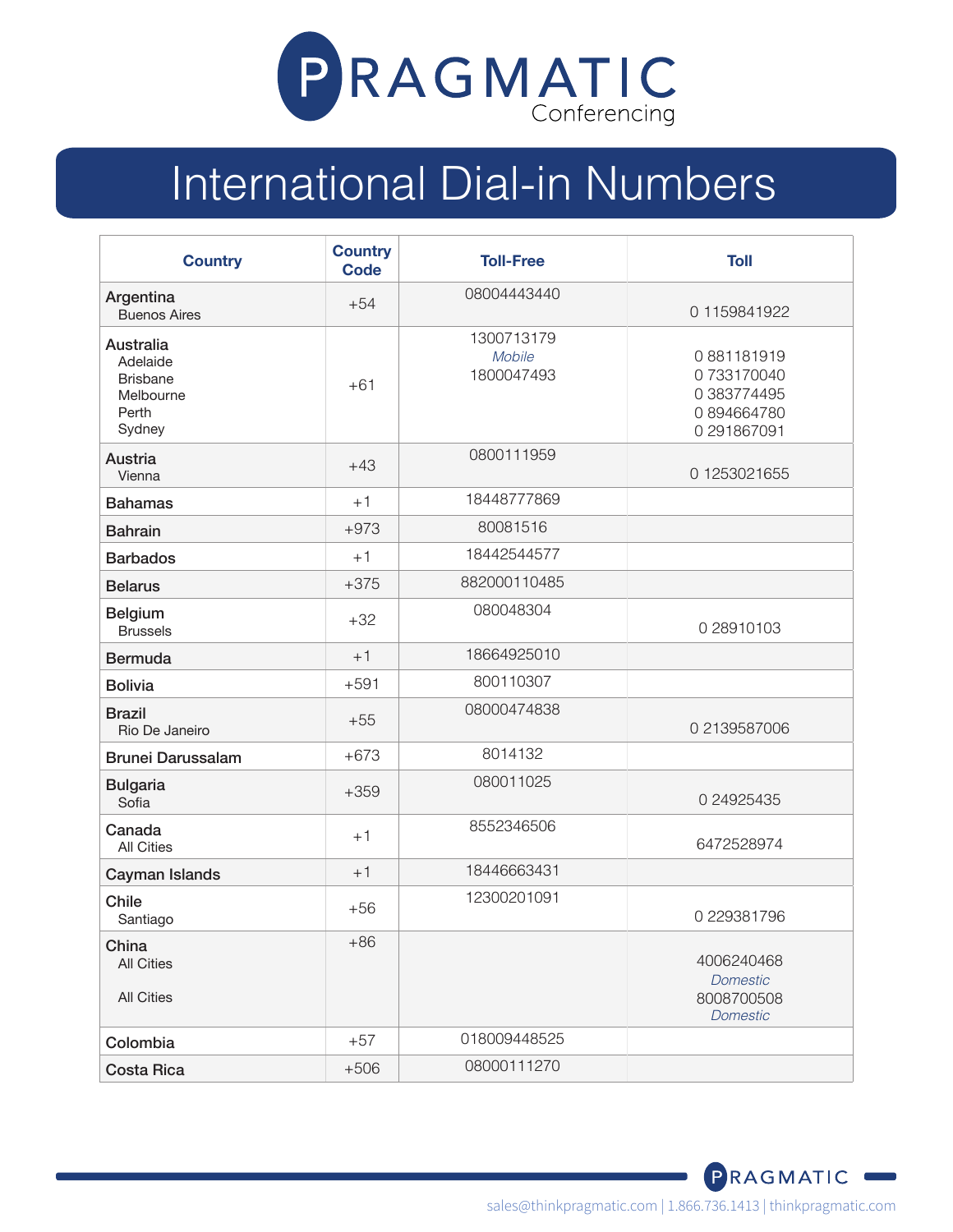# PRAGMATIC Conferencing

## International Dial-in Numbers

| Country | Country Code | Toll-Free | Toll |
|---|---|---|---|
| **Argentina**<br>Buenos Aires | +54 | 08004443440 | 0 1159841922 |
| **Australia**<br>Adelaide<br>Brisbane<br>Melbourne<br>Perth<br>Sydney | +61 | 1300713179<br>*Mobile*<br>1800047493 | 0 881181919<br>0 733170040<br>0 383774495<br>0 894664780<br>0 291867091 |
| **Austria**<br>Vienna | +43 | 0800111959 | 0 1253021655 |
| **Bahamas** | +1 | 18448777869 | |
| **Bahrain** | +973 | 80081516 | |
| **Barbados** | +1 | 18442544577 | |
| **Belarus** | +375 | 882000110485 | |
| **Belgium**<br>Brussels | +32 | 080048304 | 0 28910103 |
| **Bermuda** | +1 | 18664925010 | |
| **Bolivia** | +591 | 800110307 | |
| **Brazil**<br>Rio De Janeiro | +55 | 08000474838 | 0 2139587006 |
| **Brunei Darussalam** | +673 | 8014132 | |
| **Bulgaria**<br>Sofia | +359 | 080011025 | 0 24925435 |
| **Canada**<br>All Cities | +1 | 8552346506 | 6472528974 |
| **Cayman Islands** | +1 | 18446663431 | |
| **Chile**<br>Santiago | +56 | 12300201091 | 0 229381796 |
| **China**<br>All Cities<br>All Cities | +86 | | 4006240468<br>*Domestic*<br>8008700508<br>*Domestic* |
| **Colombia** | +57 | 018009448525 | |
| **Costa Rica** | +506 | 08000111270 | |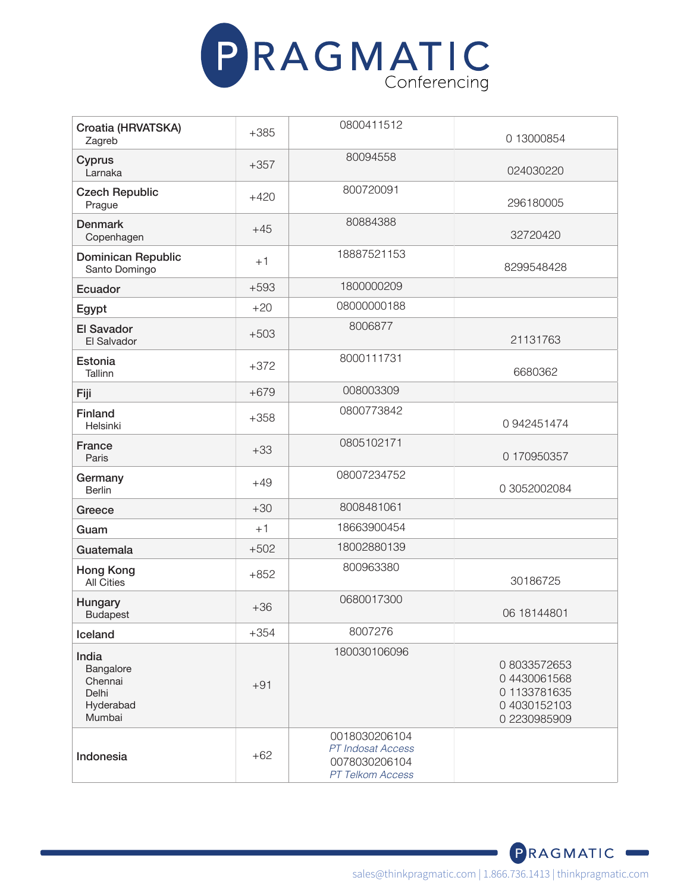# PRAGMATIC Conferencing

| Country / City | Code | Toll-Free | Local |
|---|---|---|---|
| **Croatia (HRVATSKA)**<br>Zagreb | +385 | 0800411512 | 0 13000854 |
| **Cyprus**<br>Larnaka | +357 | 80094558 | 024030220 |
| **Czech Republic**<br>Prague | +420 | 800720091 | 296180005 |
| **Denmark**<br>Copenhagen | +45 | 80884388 | 32720420 |
| **Dominican Republic**<br>Santo Domingo | +1 | 18887521153 | 8299548428 |
| **Ecuador** | +593 | 1800000209 | |
| **Egypt** | +20 | 08000000188 | |
| **El Savador**<br>El Salvador | +503 | 8006877 | 21131763 |
| **Estonia**<br>Tallinn | +372 | 8000111731 | 6680362 |
| **Fiji** | +679 | 008003309 | |
| **Finland**<br>Helsinki | +358 | 0800773842 | 0 942451474 |
| **France**<br>Paris | +33 | 0805102171 | 0 170950357 |
| **Germany**<br>Berlin | +49 | 08007234752 | 0 3052002084 |
| **Greece** | +30 | 8008481061 | |
| **Guam** | +1 | 18663900454 | |
| **Guatemala** | +502 | 18002880139 | |
| **Hong Kong**<br>All Cities | +852 | 800963380 | 30186725 |
| **Hungary**<br>Budapest | +36 | 0680017300 | 06 18144801 |
| **Iceland** | +354 | 8007276 | |
| **India**<br>Bangalore<br>Chennai<br>Delhi<br>Hyderabad<br>Mumbai | +91 | 180030106096 | 0 8033572653<br>0 4430061568<br>0 1133781635<br>0 4030152103<br>0 2230985909 |
| **Indonesia** | +62 | 0018030206104<br>*PT Indosat Access*<br>0078030206104<br>*PT Telkom Access* | |

sales@thinkpragmatic.com | 1.866.736.1413 | thinkpragmatic.com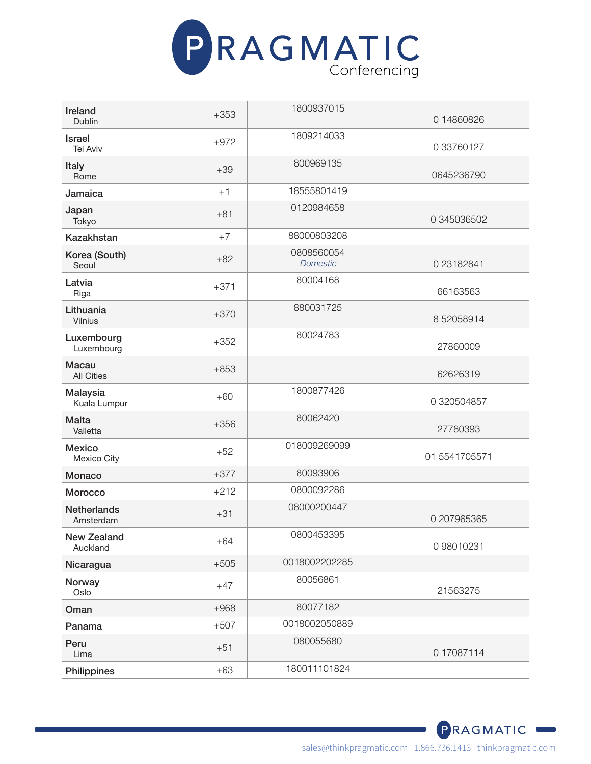# PRAGMATIC Conferencing

| Country | Code | Toll-Free | Local |
|---|---|---|---|
| **Ireland** Dublin | +353 | 1800937015 | 0 14860826 |
| **Israel** Tel Aviv | +972 | 1809214033 | 0 33760127 |
| **Italy** Rome | +39 | 800969135 | 0645236790 |
| **Jamaica** | +1 | 18555801419 | |
| **Japan** Tokyo | +81 | 0120984658 | 0 345036502 |
| **Kazakhstan** | +7 | 88000803208 | |
| **Korea (South)** Seoul | +82 | 0808560054 *Domestic* | 0 23182841 |
| **Latvia** Riga | +371 | 80004168 | 66163563 |
| **Lithuania** Vilnius | +370 | 880031725 | 8 52058914 |
| **Luxembourg** Luxembourg | +352 | 80024783 | 27860009 |
| **Macau** All Cities | +853 | | 62626319 |
| **Malaysia** Kuala Lumpur | +60 | 1800877426 | 0 320504857 |
| **Malta** Valletta | +356 | 80062420 | 27780393 |
| **Mexico** Mexico City | +52 | 018009269099 | 01 5541705571 |
| **Monaco** | +377 | 80093906 | |
| **Morocco** | +212 | 0800092286 | |
| **Netherlands** Amsterdam | +31 | 08000200447 | 0 207965365 |
| **New Zealand** Auckland | +64 | 0800453395 | 0 98010231 |
| **Nicaragua** | +505 | 0018002202285 | |
| **Norway** Oslo | +47 | 80056861 | 21563275 |
| **Oman** | +968 | 80077182 | |
| **Panama** | +507 | 0018002050889 | |
| **Peru** Lima | +51 | 080055680 | 0 17087114 |
| **Philippines** | +63 | 180011101824 | |

PRAGMATIC

sales@thinkpragmatic.com | 1.866.736.1413 | thinkpragmatic.com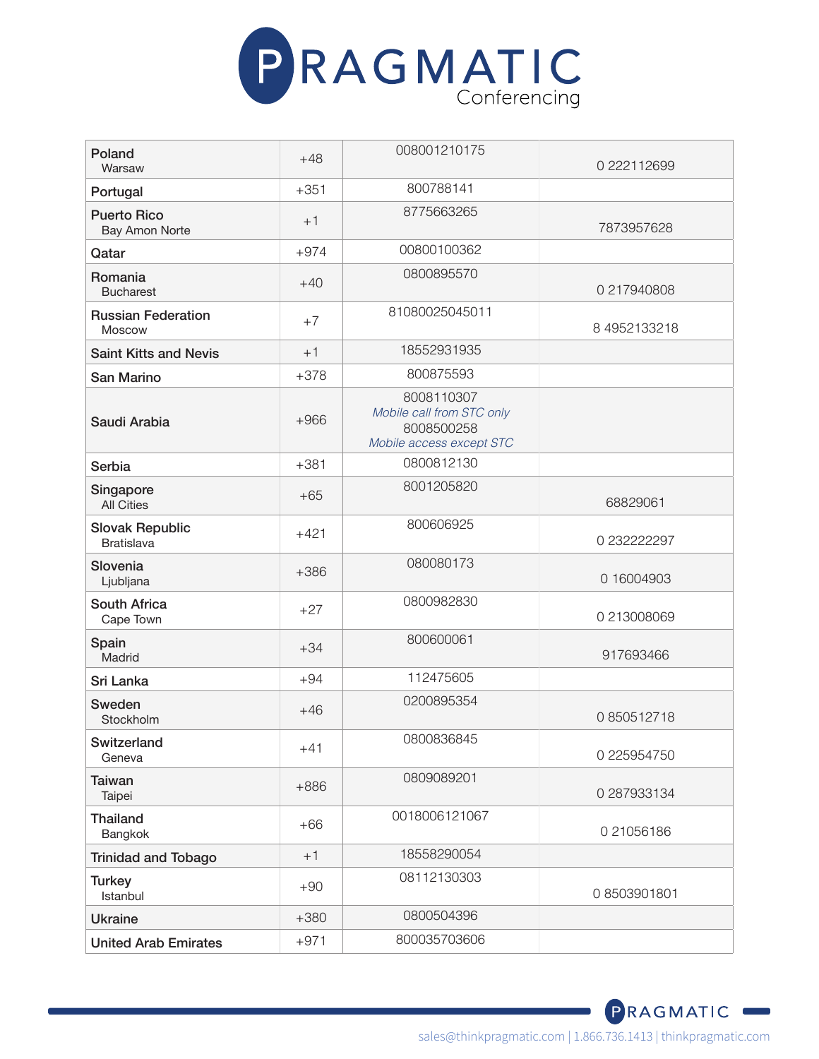# PRAGMATIC Conferencing

| Country | Code | Toll-Free | Local |
|---|---|---|---|
| **Poland** Warsaw | +48 | 008001210175 | 0 222112699 |
| **Portugal** | +351 | 800788141 | |
| **Puerto Rico** Bay Amon Norte | +1 | 8775663265 | 7873957628 |
| **Qatar** | +974 | 00800100362 | |
| **Romania** Bucharest | +40 | 0800895570 | 0 217940808 |
| **Russian Federation** Moscow | +7 | 81080025045011 | 8 4952133218 |
| **Saint Kitts and Nevis** | +1 | 18552931935 | |
| **San Marino** | +378 | 800875593 | |
| **Saudi Arabia** | +966 | 8008110307 *Mobile call from STC only* 8008500258 *Mobile access except STC* | |
| **Serbia** | +381 | 0800812130 | |
| **Singapore** All Cities | +65 | 8001205820 | 68829061 |
| **Slovak Republic** Bratislava | +421 | 800606925 | 0 232222297 |
| **Slovenia** Ljubljana | +386 | 080080173 | 0 16004903 |
| **South Africa** Cape Town | +27 | 0800982830 | 0 213008069 |
| **Spain** Madrid | +34 | 800600061 | 917693466 |
| **Sri Lanka** | +94 | 112475605 | |
| **Sweden** Stockholm | +46 | 0200895354 | 0 850512718 |
| **Switzerland** Geneva | +41 | 0800836845 | 0 225954750 |
| **Taiwan** Taipei | +886 | 0809089201 | 0 287933134 |
| **Thailand** Bangkok | +66 | 0018006121067 | 0 21056186 |
| **Trinidad and Tobago** | +1 | 18558290054 | |
| **Turkey** Istanbul | +90 | 08112130303 | 0 8503901801 |
| **Ukraine** | +380 | 0800504396 | |
| **United Arab Emirates** | +971 | 800035703606 | |

sales@thinkpragmatic.com | 1.866.736.1413 | thinkpragmatic.com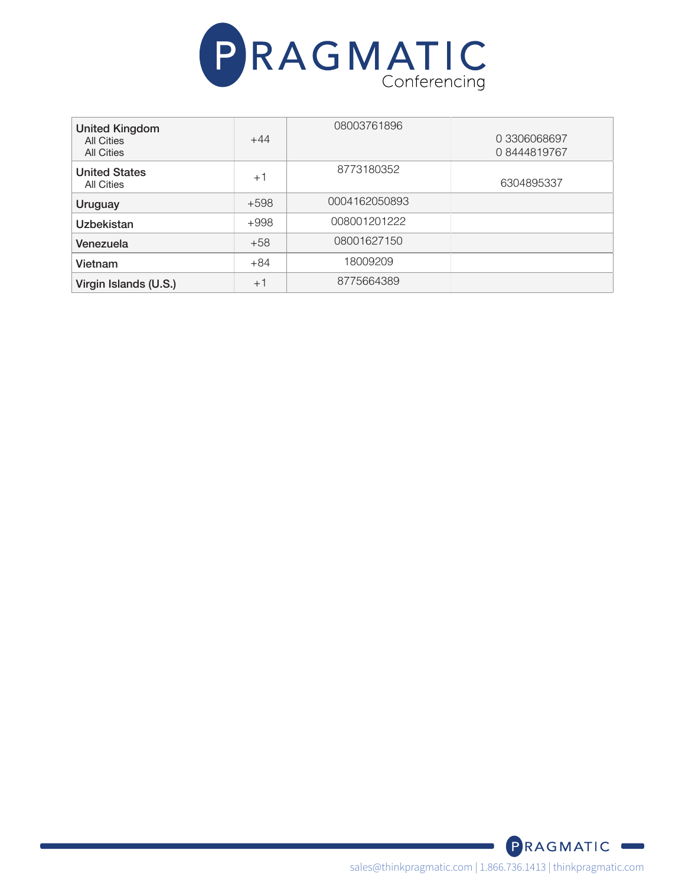# PRAGMATIC Conferencing

| | | | |
|---|---|---|---|
| **United Kingdom**<br>All Cities<br>All Cities | +44 | 08003761896 | 0 3306068697<br>0 8444819767 |
| **United States**<br>All Cities | +1 | 8773180352 | 6304895337 |
| **Uruguay** | +598 | 0004162050893 | |
| **Uzbekistan** | +998 | 008001201222 | |
| **Venezuela** | +58 | 08001627150 | |
| **Vietnam** | +84 | 18009209 | |
| **Virgin Islands (U.S.)** | +1 | 8775664389 | |

PRAGMATIC

sales@thinkpragmatic.com | 1.866.736.1413 | thinkpragmatic.com